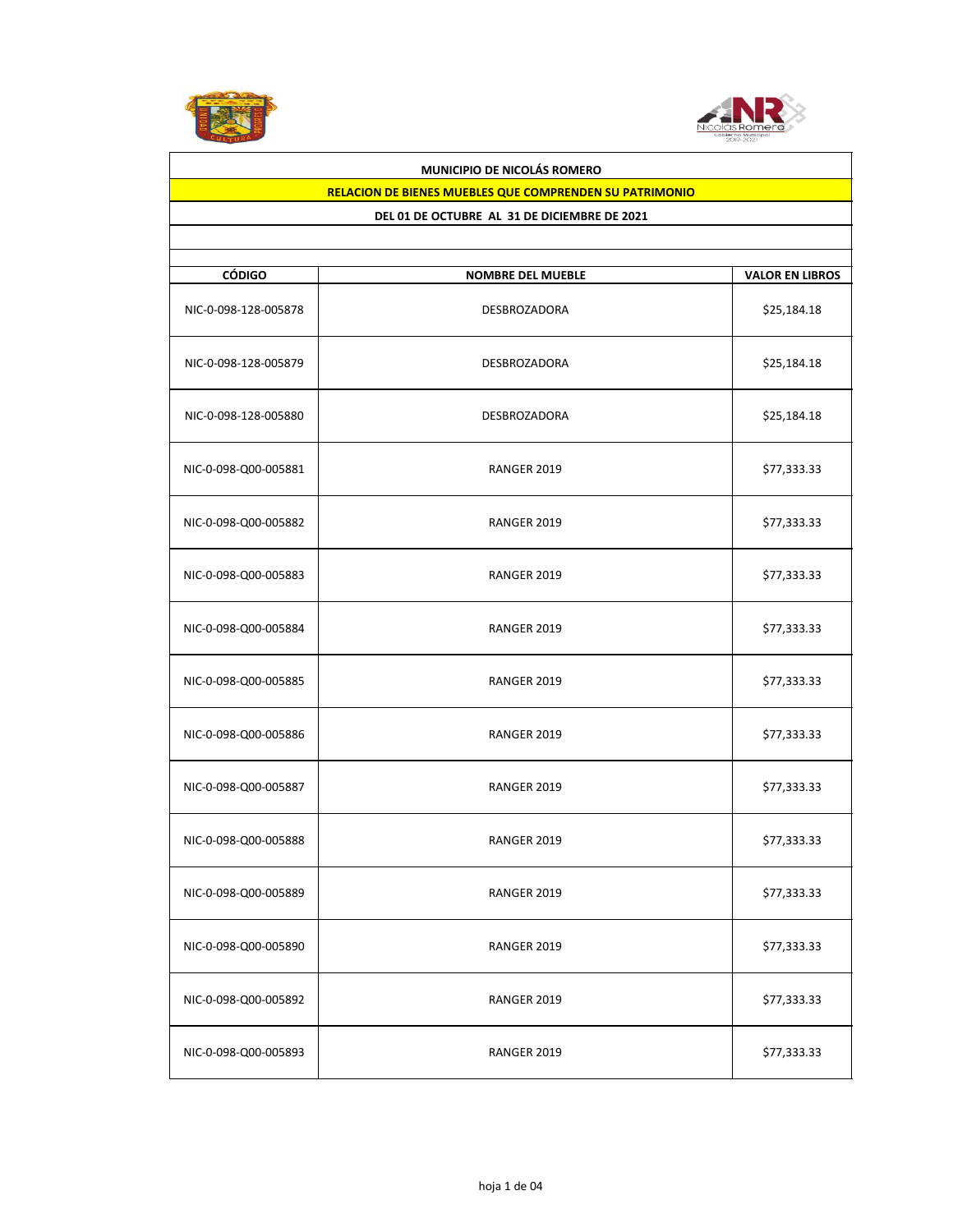**MUNICIPIO DE NICOLÁS ROMERO**

**RELACION DE BIENES MUEBLES QUE COMPRENDEN SU PATRIMONIO**

**DEL 01 DE OCTUBRE AL 31 DE DICIEMBRE DE 2021**

| CÓDIGO | NOMBRE DEL MUEBLE | VALOR EN LIBROS |
|---|---|---|
| NIC-0-098-128-005878 | DESBROZADORA | $25,184.18 |
| NIC-0-098-128-005879 | DESBROZADORA | $25,184.18 |
| NIC-0-098-128-005880 | DESBROZADORA | $25,184.18 |
| NIC-0-098-Q00-005881 | RANGER 2019 | $77,333.33 |
| NIC-0-098-Q00-005882 | RANGER 2019 | $77,333.33 |
| NIC-0-098-Q00-005883 | RANGER 2019 | $77,333.33 |
| NIC-0-098-Q00-005884 | RANGER 2019 | $77,333.33 |
| NIC-0-098-Q00-005885 | RANGER 2019 | $77,333.33 |
| NIC-0-098-Q00-005886 | RANGER 2019 | $77,333.33 |
| NIC-0-098-Q00-005887 | RANGER 2019 | $77,333.33 |
| NIC-0-098-Q00-005888 | RANGER 2019 | $77,333.33 |
| NIC-0-098-Q00-005889 | RANGER 2019 | $77,333.33 |
| NIC-0-098-Q00-005890 | RANGER 2019 | $77,333.33 |
| NIC-0-098-Q00-005892 | RANGER 2019 | $77,333.33 |
| NIC-0-098-Q00-005893 | RANGER 2019 | $77,333.33 |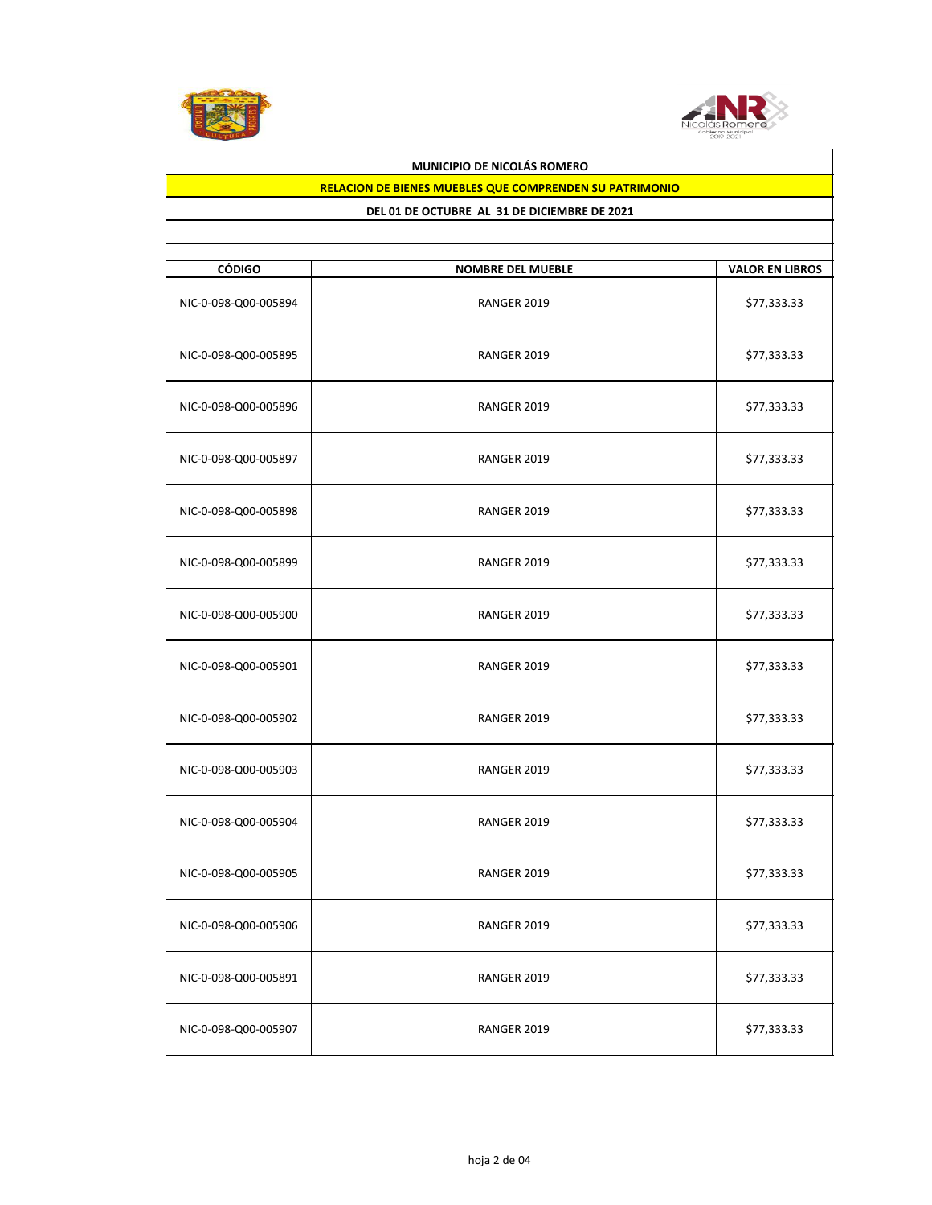**MUNICIPIO DE NICOLÁS ROMERO**

**RELACION DE BIENES MUEBLES QUE COMPRENDEN SU PATRIMONIO**

**DEL 01 DE OCTUBRE AL 31 DE DICIEMBRE DE 2021**

| CÓDIGO | NOMBRE DEL MUEBLE | VALOR EN LIBROS |
|---|---|---|
| NIC-0-098-Q00-005894 | RANGER 2019 | $77,333.33 |
| NIC-0-098-Q00-005895 | RANGER 2019 | $77,333.33 |
| NIC-0-098-Q00-005896 | RANGER 2019 | $77,333.33 |
| NIC-0-098-Q00-005897 | RANGER 2019 | $77,333.33 |
| NIC-0-098-Q00-005898 | RANGER 2019 | $77,333.33 |
| NIC-0-098-Q00-005899 | RANGER 2019 | $77,333.33 |
| NIC-0-098-Q00-005900 | RANGER 2019 | $77,333.33 |
| NIC-0-098-Q00-005901 | RANGER 2019 | $77,333.33 |
| NIC-0-098-Q00-005902 | RANGER 2019 | $77,333.33 |
| NIC-0-098-Q00-005903 | RANGER 2019 | $77,333.33 |
| NIC-0-098-Q00-005904 | RANGER 2019 | $77,333.33 |
| NIC-0-098-Q00-005905 | RANGER 2019 | $77,333.33 |
| NIC-0-098-Q00-005906 | RANGER 2019 | $77,333.33 |
| NIC-0-098-Q00-005891 | RANGER 2019 | $77,333.33 |
| NIC-0-098-Q00-005907 | RANGER 2019 | $77,333.33 |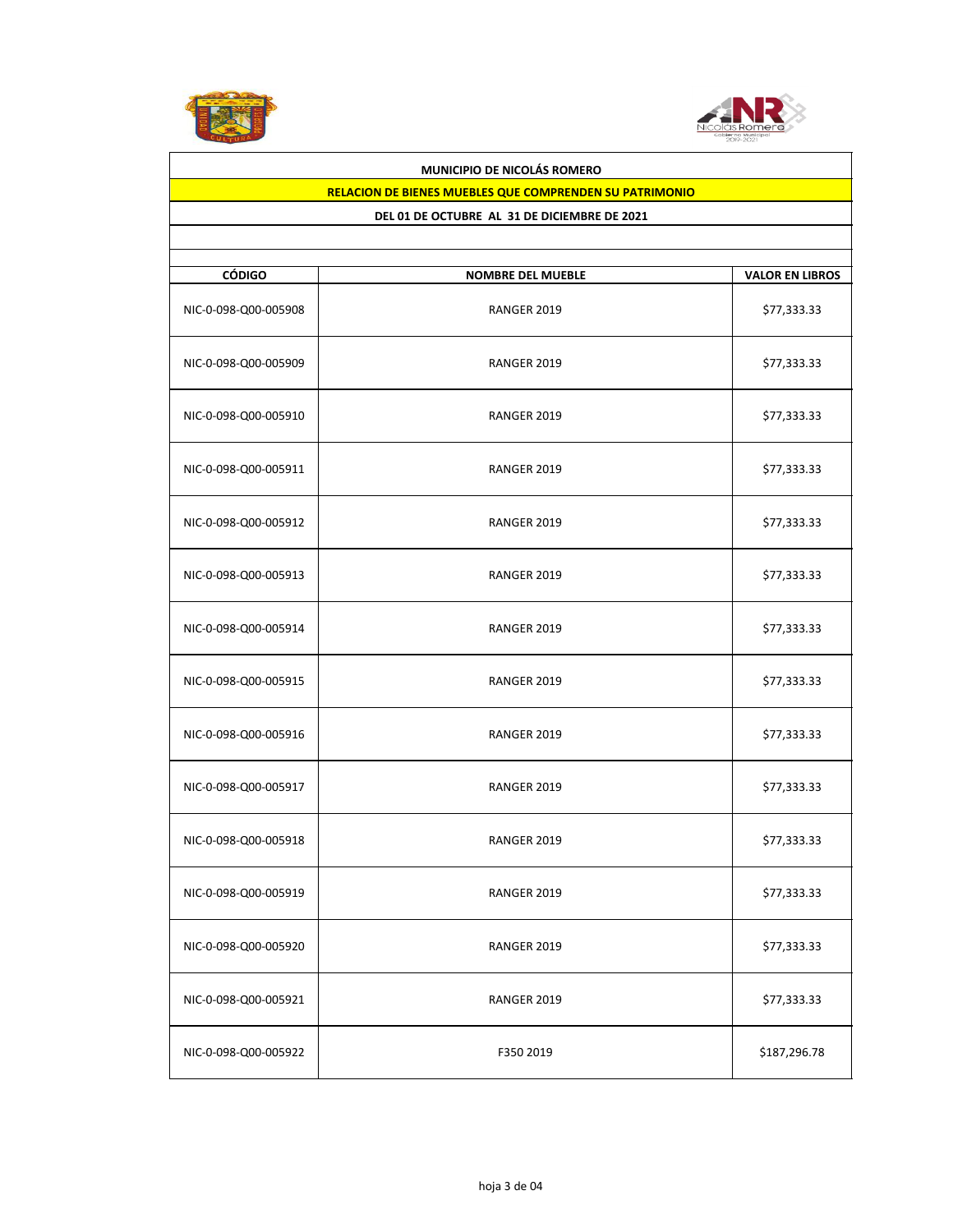**MUNICIPIO DE NICOLÁS ROMERO**

**RELACION DE BIENES MUEBLES QUE COMPRENDEN SU PATRIMONIO**

**DEL 01 DE OCTUBRE AL 31 DE DICIEMBRE DE 2021**

| CÓDIGO | NOMBRE DEL MUEBLE | VALOR EN LIBROS |
|---|---|---|
| NIC-0-098-Q00-005908 | RANGER 2019 | $77,333.33 |
| NIC-0-098-Q00-005909 | RANGER 2019 | $77,333.33 |
| NIC-0-098-Q00-005910 | RANGER 2019 | $77,333.33 |
| NIC-0-098-Q00-005911 | RANGER 2019 | $77,333.33 |
| NIC-0-098-Q00-005912 | RANGER 2019 | $77,333.33 |
| NIC-0-098-Q00-005913 | RANGER 2019 | $77,333.33 |
| NIC-0-098-Q00-005914 | RANGER 2019 | $77,333.33 |
| NIC-0-098-Q00-005915 | RANGER 2019 | $77,333.33 |
| NIC-0-098-Q00-005916 | RANGER 2019 | $77,333.33 |
| NIC-0-098-Q00-005917 | RANGER 2019 | $77,333.33 |
| NIC-0-098-Q00-005918 | RANGER 2019 | $77,333.33 |
| NIC-0-098-Q00-005919 | RANGER 2019 | $77,333.33 |
| NIC-0-098-Q00-005920 | RANGER 2019 | $77,333.33 |
| NIC-0-098-Q00-005921 | RANGER 2019 | $77,333.33 |
| NIC-0-098-Q00-005922 | F350 2019 | $187,296.78 |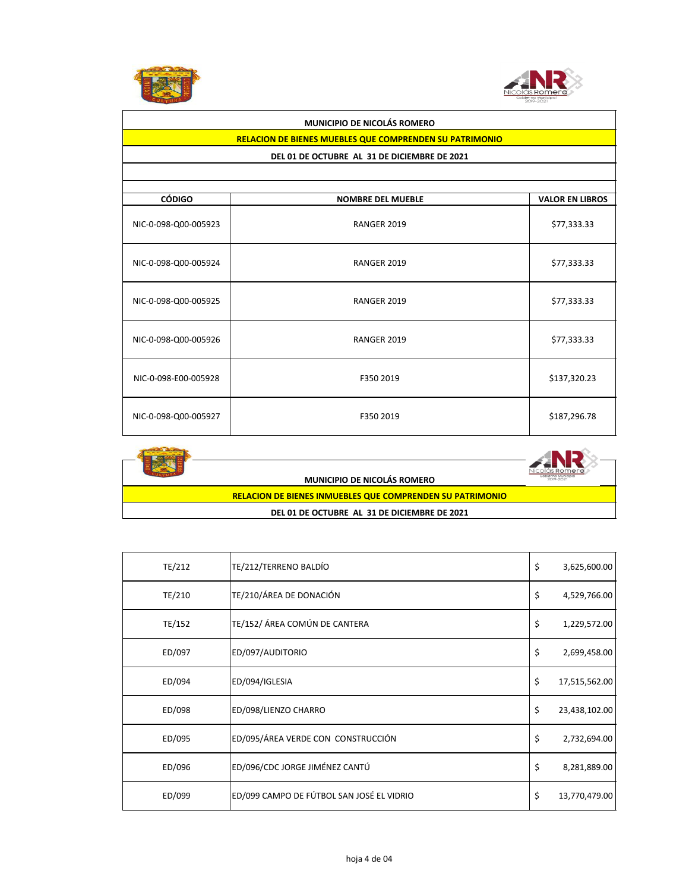**MUNICIPIO DE NICOLÁS ROMERO**

**RELACION DE BIENES MUEBLES QUE COMPRENDEN SU PATRIMONIO**

**DEL 01 DE OCTUBRE AL 31 DE DICIEMBRE DE 2021**

| CÓDIGO | NOMBRE DEL MUEBLE | VALOR EN LIBROS |
|---|---|---|
| NIC-0-098-Q00-005923 | RANGER 2019 | $77,333.33 |
| NIC-0-098-Q00-005924 | RANGER 2019 | $77,333.33 |
| NIC-0-098-Q00-005925 | RANGER 2019 | $77,333.33 |
| NIC-0-098-Q00-005926 | RANGER 2019 | $77,333.33 |
| NIC-0-098-E00-005928 | F350 2019 | $137,320.23 |
| NIC-0-098-Q00-005927 | F350 2019 | $187,296.78 |

**MUNICIPIO DE NICOLÁS ROMERO**

**RELACION DE BIENES INMUEBLES QUE COMPRENDEN SU PATRIMONIO**

**DEL 01 DE OCTUBRE AL 31 DE DICIEMBRE DE 2021**

| | | |
|---|---|---|
| TE/212 | TE/212/TERRENO BALDÍO | $ 3,625,600.00 |
| TE/210 | TE/210/ÁREA DE DONACIÓN | $ 4,529,766.00 |
| TE/152 | TE/152/ ÁREA COMÚN DE CANTERA | $ 1,229,572.00 |
| ED/097 | ED/097/AUDITORIO | $ 2,699,458.00 |
| ED/094 | ED/094/IGLESIA | $ 17,515,562.00 |
| ED/098 | ED/098/LIENZO CHARRO | $ 23,438,102.00 |
| ED/095 | ED/095/ÁREA VERDE CON CONSTRUCCIÓN | $ 2,732,694.00 |
| ED/096 | ED/096/CDC JORGE JIMÉNEZ CANTÚ | $ 8,281,889.00 |
| ED/099 | ED/099 CAMPO DE FÚTBOL SAN JOSÉ EL VIDRIO | $ 13,770,479.00 |